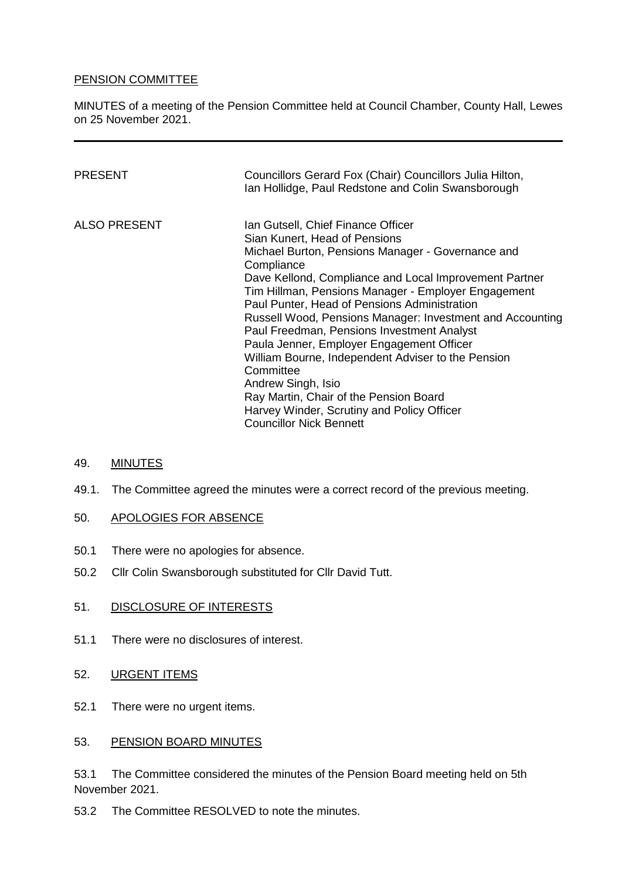PENSION COMMITTEE

MINUTES of a meeting of the Pension Committee held at Council Chamber, County Hall, Lewes on 25 November 2021.

---

| | |
|---|---|
| PRESENT | Councillors Gerard Fox (Chair) Councillors Julia Hilton, Ian Hollidge, Paul Redstone and Colin Swansborough |
| ALSO PRESENT | Ian Gutsell, Chief Finance Officer<br>Sian Kunert, Head of Pensions<br>Michael Burton, Pensions Manager - Governance and Compliance<br>Dave Kellond, Compliance and Local Improvement Partner<br>Tim Hillman, Pensions Manager - Employer Engagement<br>Paul Punter, Head of Pensions Administration<br>Russell Wood, Pensions Manager: Investment and Accounting<br>Paul Freedman, Pensions Investment Analyst<br>Paula Jenner, Employer Engagement Officer<br>William Bourne, Independent Adviser to the Pension Committee<br>Andrew Singh, Isio<br>Ray Martin, Chair of the Pension Board<br>Harvey Winder, Scrutiny and Policy Officer<br>Councillor Nick Bennett |

## 49. MINUTES

49.1. The Committee agreed the minutes were a correct record of the previous meeting.

## 50. APOLOGIES FOR ABSENCE

50.1 There were no apologies for absence.

50.2 Cllr Colin Swansborough substituted for Cllr David Tutt.

## 51. DISCLOSURE OF INTERESTS

51.1 There were no disclosures of interest.

## 52. URGENT ITEMS

52.1 There were no urgent items.

## 53. PENSION BOARD MINUTES

53.1 The Committee considered the minutes of the Pension Board meeting held on 5th November 2021.

53.2 The Committee RESOLVED to note the minutes.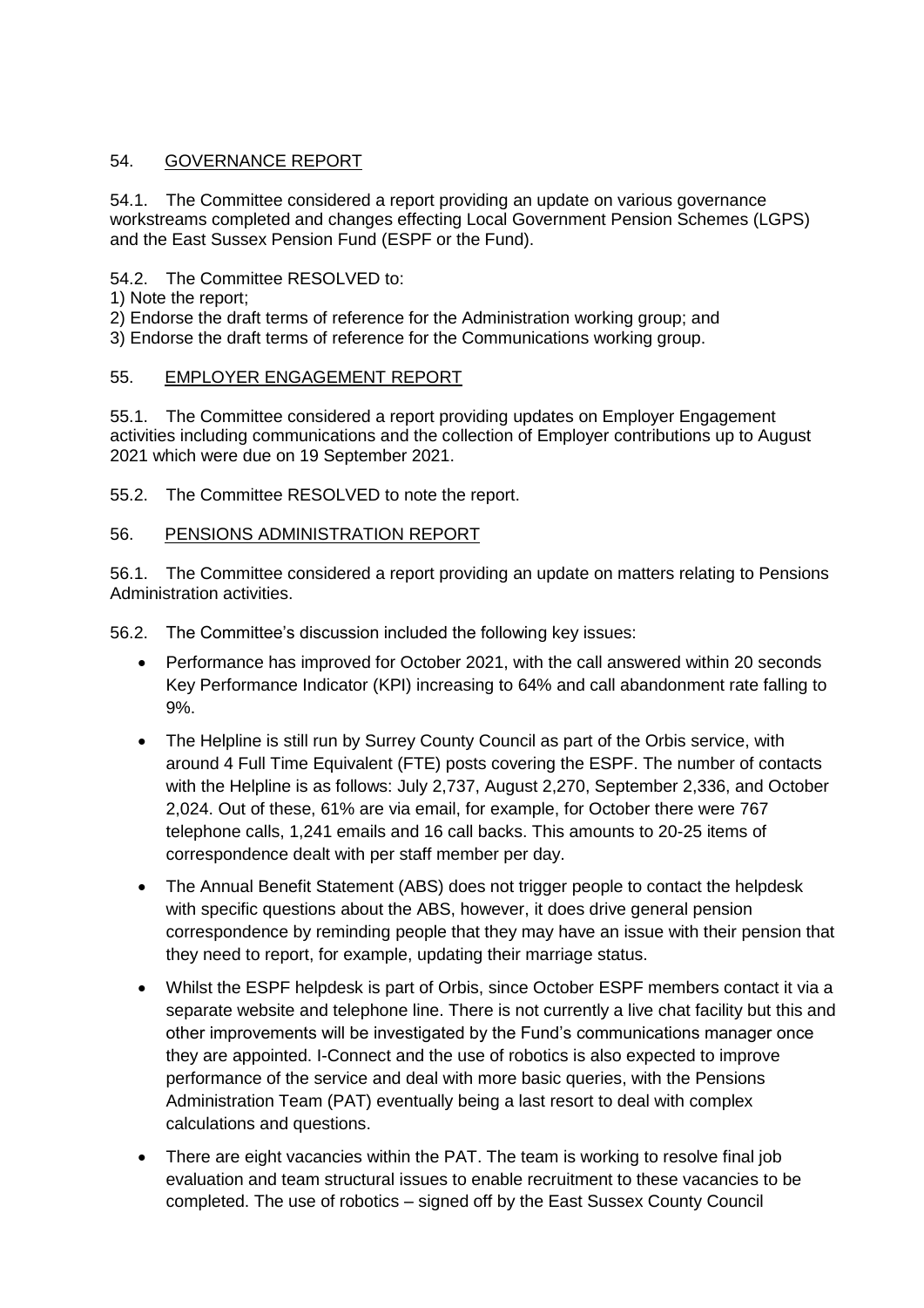## 54. GOVERNANCE REPORT

54.1. The Committee considered a report providing an update on various governance workstreams completed and changes effecting Local Government Pension Schemes (LGPS) and the East Sussex Pension Fund (ESPF or the Fund).

54.2. The Committee RESOLVED to:

1) Note the report;
2) Endorse the draft terms of reference for the Administration working group; and
3) Endorse the draft terms of reference for the Communications working group.

## 55. EMPLOYER ENGAGEMENT REPORT

55.1. The Committee considered a report providing updates on Employer Engagement activities including communications and the collection of Employer contributions up to August 2021 which were due on 19 September 2021.

55.2. The Committee RESOLVED to note the report.

## 56. PENSIONS ADMINISTRATION REPORT

56.1. The Committee considered a report providing an update on matters relating to Pensions Administration activities.

56.2. The Committee's discussion included the following key issues:

- Performance has improved for October 2021, with the call answered within 20 seconds Key Performance Indicator (KPI) increasing to 64% and call abandonment rate falling to 9%.
- The Helpline is still run by Surrey County Council as part of the Orbis service, with around 4 Full Time Equivalent (FTE) posts covering the ESPF. The number of contacts with the Helpline is as follows: July 2,737, August 2,270, September 2,336, and October 2,024. Out of these, 61% are via email, for example, for October there were 767 telephone calls, 1,241 emails and 16 call backs. This amounts to 20-25 items of correspondence dealt with per staff member per day.
- The Annual Benefit Statement (ABS) does not trigger people to contact the helpdesk with specific questions about the ABS, however, it does drive general pension correspondence by reminding people that they may have an issue with their pension that they need to report, for example, updating their marriage status.
- Whilst the ESPF helpdesk is part of Orbis, since October ESPF members contact it via a separate website and telephone line. There is not currently a live chat facility but this and other improvements will be investigated by the Fund's communications manager once they are appointed. I-Connect and the use of robotics is also expected to improve performance of the service and deal with more basic queries, with the Pensions Administration Team (PAT) eventually being a last resort to deal with complex calculations and questions.
- There are eight vacancies within the PAT. The team is working to resolve final job evaluation and team structural issues to enable recruitment to these vacancies to be completed. The use of robotics – signed off by the East Sussex County Council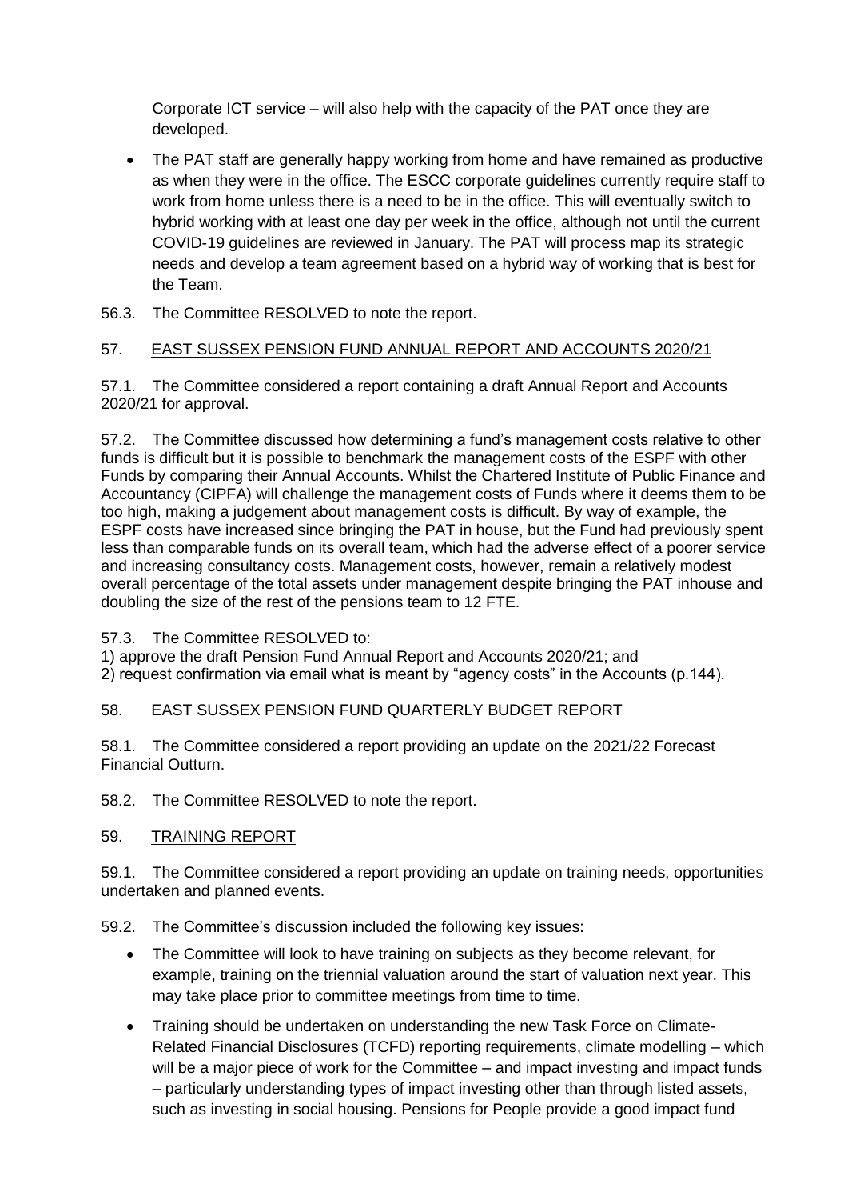Corporate ICT service – will also help with the capacity of the PAT once they are developed.

- The PAT staff are generally happy working from home and have remained as productive as when they were in the office. The ESCC corporate guidelines currently require staff to work from home unless there is a need to be in the office. This will eventually switch to hybrid working with at least one day per week in the office, although not until the current COVID-19 guidelines are reviewed in January. The PAT will process map its strategic needs and develop a team agreement based on a hybrid way of working that is best for the Team.

56.3. The Committee RESOLVED to note the report.

## 57. EAST SUSSEX PENSION FUND ANNUAL REPORT AND ACCOUNTS 2020/21

57.1. The Committee considered a report containing a draft Annual Report and Accounts 2020/21 for approval.

57.2. The Committee discussed how determining a fund's management costs relative to other funds is difficult but it is possible to benchmark the management costs of the ESPF with other Funds by comparing their Annual Accounts. Whilst the Chartered Institute of Public Finance and Accountancy (CIPFA) will challenge the management costs of Funds where it deems them to be too high, making a judgement about management costs is difficult. By way of example, the ESPF costs have increased since bringing the PAT in house, but the Fund had previously spent less than comparable funds on its overall team, which had the adverse effect of a poorer service and increasing consultancy costs. Management costs, however, remain a relatively modest overall percentage of the total assets under management despite bringing the PAT inhouse and doubling the size of the rest of the pensions team to 12 FTE.

57.3. The Committee RESOLVED to:
1) approve the draft Pension Fund Annual Report and Accounts 2020/21; and
2) request confirmation via email what is meant by "agency costs" in the Accounts (p.144).

## 58. EAST SUSSEX PENSION FUND QUARTERLY BUDGET REPORT

58.1. The Committee considered a report providing an update on the 2021/22 Forecast Financial Outturn.

58.2. The Committee RESOLVED to note the report.

## 59. TRAINING REPORT

59.1. The Committee considered a report providing an update on training needs, opportunities undertaken and planned events.

59.2. The Committee's discussion included the following key issues:

- The Committee will look to have training on subjects as they become relevant, for example, training on the triennial valuation around the start of valuation next year. This may take place prior to committee meetings from time to time.
- Training should be undertaken on understanding the new Task Force on Climate-Related Financial Disclosures (TCFD) reporting requirements, climate modelling – which will be a major piece of work for the Committee – and impact investing and impact funds – particularly understanding types of impact investing other than through listed assets, such as investing in social housing. Pensions for People provide a good impact fund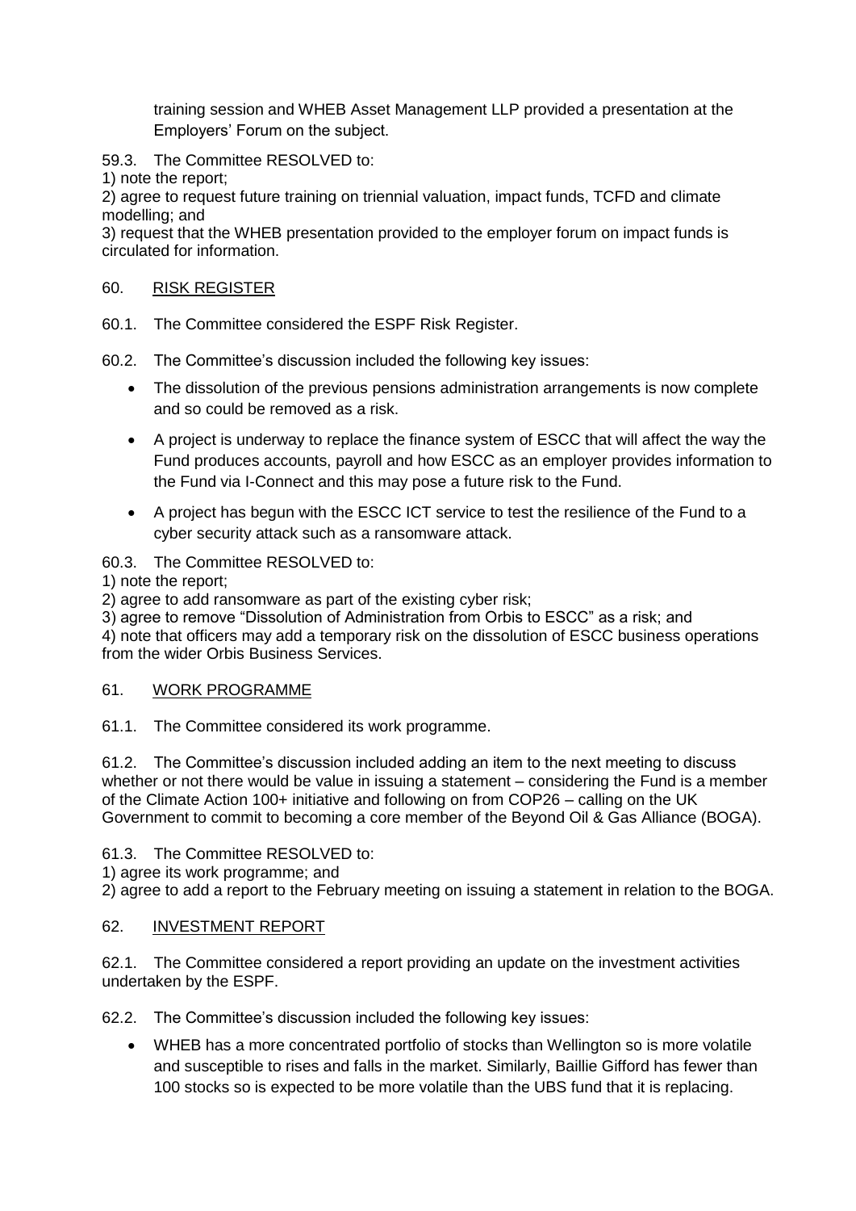training session and WHEB Asset Management LLP provided a presentation at the Employers' Forum on the subject.

59.3. The Committee RESOLVED to:

1) note the report;

2) agree to request future training on triennial valuation, impact funds, TCFD and climate modelling; and

3) request that the WHEB presentation provided to the employer forum on impact funds is circulated for information.

## 60. RISK REGISTER

60.1. The Committee considered the ESPF Risk Register.

60.2. The Committee's discussion included the following key issues:

- The dissolution of the previous pensions administration arrangements is now complete and so could be removed as a risk.
- A project is underway to replace the finance system of ESCC that will affect the way the Fund produces accounts, payroll and how ESCC as an employer provides information to the Fund via I-Connect and this may pose a future risk to the Fund.
- A project has begun with the ESCC ICT service to test the resilience of the Fund to a cyber security attack such as a ransomware attack.

60.3. The Committee RESOLVED to:

1) note the report;

2) agree to add ransomware as part of the existing cyber risk;

3) agree to remove "Dissolution of Administration from Orbis to ESCC" as a risk; and

4) note that officers may add a temporary risk on the dissolution of ESCC business operations from the wider Orbis Business Services.

## 61. WORK PROGRAMME

61.1. The Committee considered its work programme.

61.2. The Committee's discussion included adding an item to the next meeting to discuss whether or not there would be value in issuing a statement – considering the Fund is a member of the Climate Action 100+ initiative and following on from COP26 – calling on the UK Government to commit to becoming a core member of the Beyond Oil & Gas Alliance (BOGA).

61.3. The Committee RESOLVED to:

1) agree its work programme; and

2) agree to add a report to the February meeting on issuing a statement in relation to the BOGA.

## 62. INVESTMENT REPORT

62.1. The Committee considered a report providing an update on the investment activities undertaken by the ESPF.

62.2. The Committee's discussion included the following key issues:

- WHEB has a more concentrated portfolio of stocks than Wellington so is more volatile and susceptible to rises and falls in the market. Similarly, Baillie Gifford has fewer than 100 stocks so is expected to be more volatile than the UBS fund that it is replacing.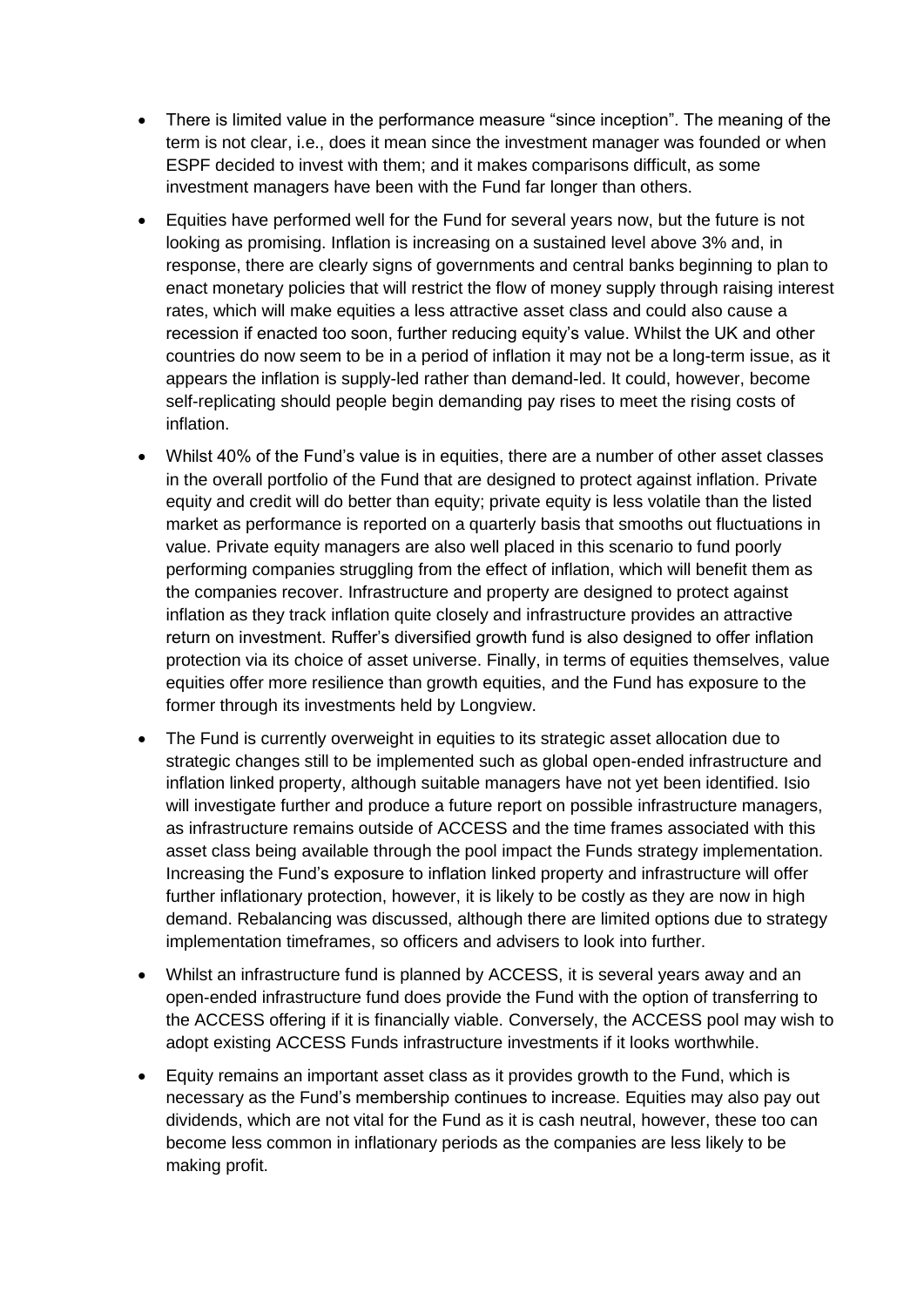- There is limited value in the performance measure "since inception". The meaning of the term is not clear, i.e., does it mean since the investment manager was founded or when ESPF decided to invest with them; and it makes comparisons difficult, as some investment managers have been with the Fund far longer than others.
- Equities have performed well for the Fund for several years now, but the future is not looking as promising. Inflation is increasing on a sustained level above 3% and, in response, there are clearly signs of governments and central banks beginning to plan to enact monetary policies that will restrict the flow of money supply through raising interest rates, which will make equities a less attractive asset class and could also cause a recession if enacted too soon, further reducing equity's value. Whilst the UK and other countries do now seem to be in a period of inflation it may not be a long-term issue, as it appears the inflation is supply-led rather than demand-led. It could, however, become self-replicating should people begin demanding pay rises to meet the rising costs of inflation.
- Whilst 40% of the Fund's value is in equities, there are a number of other asset classes in the overall portfolio of the Fund that are designed to protect against inflation. Private equity and credit will do better than equity; private equity is less volatile than the listed market as performance is reported on a quarterly basis that smooths out fluctuations in value. Private equity managers are also well placed in this scenario to fund poorly performing companies struggling from the effect of inflation, which will benefit them as the companies recover. Infrastructure and property are designed to protect against inflation as they track inflation quite closely and infrastructure provides an attractive return on investment. Ruffer's diversified growth fund is also designed to offer inflation protection via its choice of asset universe. Finally, in terms of equities themselves, value equities offer more resilience than growth equities, and the Fund has exposure to the former through its investments held by Longview.
- The Fund is currently overweight in equities to its strategic asset allocation due to strategic changes still to be implemented such as global open-ended infrastructure and inflation linked property, although suitable managers have not yet been identified. Isio will investigate further and produce a future report on possible infrastructure managers, as infrastructure remains outside of ACCESS and the time frames associated with this asset class being available through the pool impact the Funds strategy implementation. Increasing the Fund's exposure to inflation linked property and infrastructure will offer further inflationary protection, however, it is likely to be costly as they are now in high demand. Rebalancing was discussed, although there are limited options due to strategy implementation timeframes, so officers and advisers to look into further.
- Whilst an infrastructure fund is planned by ACCESS, it is several years away and an open-ended infrastructure fund does provide the Fund with the option of transferring to the ACCESS offering if it is financially viable. Conversely, the ACCESS pool may wish to adopt existing ACCESS Funds infrastructure investments if it looks worthwhile.
- Equity remains an important asset class as it provides growth to the Fund, which is necessary as the Fund's membership continues to increase. Equities may also pay out dividends, which are not vital for the Fund as it is cash neutral, however, these too can become less common in inflationary periods as the companies are less likely to be making profit.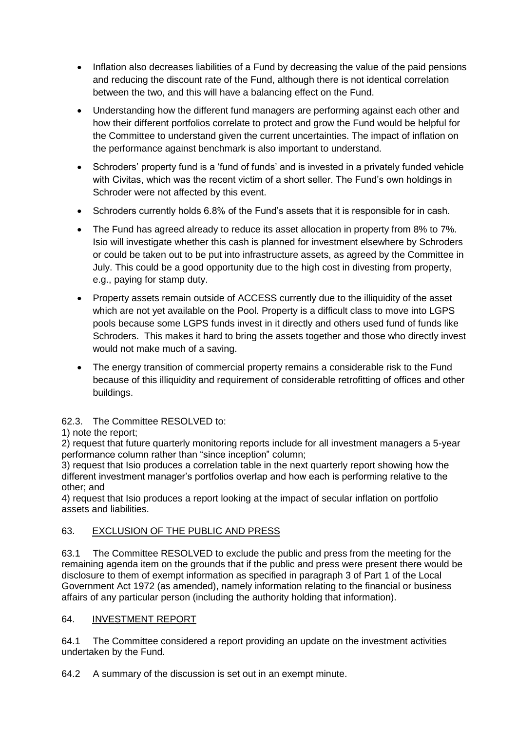- Inflation also decreases liabilities of a Fund by decreasing the value of the paid pensions and reducing the discount rate of the Fund, although there is not identical correlation between the two, and this will have a balancing effect on the Fund.
- Understanding how the different fund managers are performing against each other and how their different portfolios correlate to protect and grow the Fund would be helpful for the Committee to understand given the current uncertainties. The impact of inflation on the performance against benchmark is also important to understand.
- Schroders' property fund is a 'fund of funds' and is invested in a privately funded vehicle with Civitas, which was the recent victim of a short seller. The Fund's own holdings in Schroder were not affected by this event.
- Schroders currently holds 6.8% of the Fund's assets that it is responsible for in cash.
- The Fund has agreed already to reduce its asset allocation in property from 8% to 7%. Isio will investigate whether this cash is planned for investment elsewhere by Schroders or could be taken out to be put into infrastructure assets, as agreed by the Committee in July. This could be a good opportunity due to the high cost in divesting from property, e.g., paying for stamp duty.
- Property assets remain outside of ACCESS currently due to the illiquidity of the asset which are not yet available on the Pool. Property is a difficult class to move into LGPS pools because some LGPS funds invest in it directly and others used fund of funds like Schroders. This makes it hard to bring the assets together and those who directly invest would not make much of a saving.
- The energy transition of commercial property remains a considerable risk to the Fund because of this illiquidity and requirement of considerable retrofitting of offices and other buildings.

62.3. The Committee RESOLVED to:

1) note the report;

2) request that future quarterly monitoring reports include for all investment managers a 5-year performance column rather than "since inception" column;

3) request that Isio produces a correlation table in the next quarterly report showing how the different investment manager's portfolios overlap and how each is performing relative to the other; and

4) request that Isio produces a report looking at the impact of secular inflation on portfolio assets and liabilities.

## 63. EXCLUSION OF THE PUBLIC AND PRESS

63.1 The Committee RESOLVED to exclude the public and press from the meeting for the remaining agenda item on the grounds that if the public and press were present there would be disclosure to them of exempt information as specified in paragraph 3 of Part 1 of the Local Government Act 1972 (as amended), namely information relating to the financial or business affairs of any particular person (including the authority holding that information).

## 64. INVESTMENT REPORT

64.1 The Committee considered a report providing an update on the investment activities undertaken by the Fund.

64.2 A summary of the discussion is set out in an exempt minute.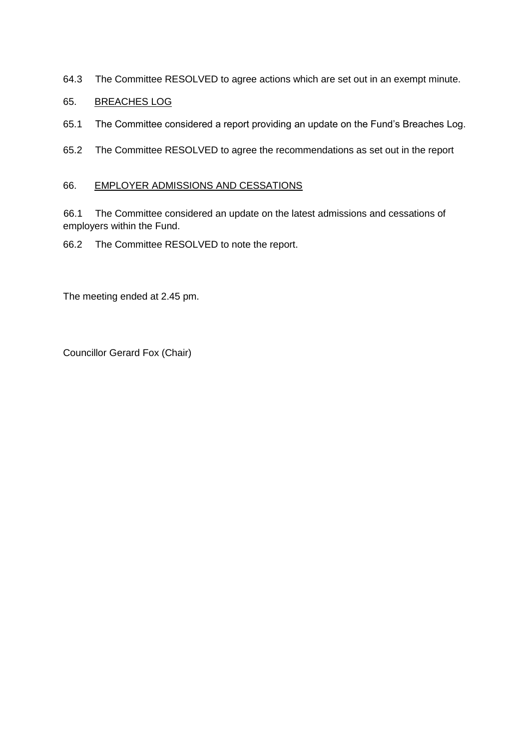64.3 The Committee RESOLVED to agree actions which are set out in an exempt minute.

65. BREACHES LOG

65.1 The Committee considered a report providing an update on the Fund's Breaches Log.

65.2 The Committee RESOLVED to agree the recommendations as set out in the report

66. EMPLOYER ADMISSIONS AND CESSATIONS

66.1 The Committee considered an update on the latest admissions and cessations of employers within the Fund.

66.2 The Committee RESOLVED to note the report.

The meeting ended at 2.45 pm.

Councillor Gerard Fox (Chair)